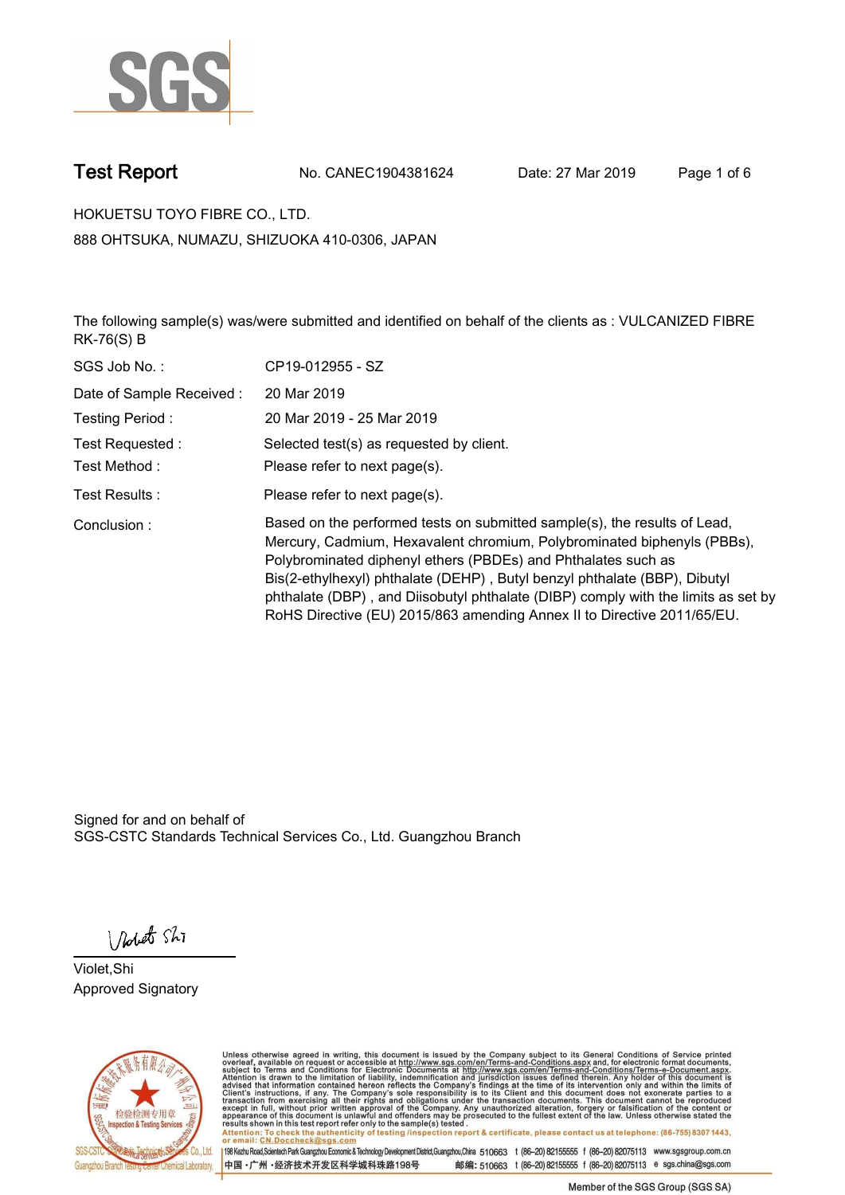# Test Report

No. CANEC1904381624　　Date: 27 Mar 2019

HOKUETSU TOYO FIBRE CO., LTD.

888 OHTSUKA, NUMAZU, SHIZUOKA 410-0306, JAPAN

The following sample(s) was/were submitted and identified on behalf of the clients as : VULCANIZED FIBRE RK-76(S) B

| | |
|---|---|
| SGS Job No. : | CP19-012955 - SZ |
| Date of Sample Received : | 20 Mar 2019 |
| Testing Period : | 20 Mar 2019 - 25 Mar 2019 |
| Test Requested : | Selected test(s) as requested by client. |
| Test Method : | Please refer to next page(s). |
| Test Results : | Please refer to next page(s). |
| Conclusion : | Based on the performed tests on submitted sample(s), the results of Lead, Mercury, Cadmium, Hexavalent chromium, Polybrominated biphenyls (PBBs), Polybrominated diphenyl ethers (PBDEs) and Phthalates such as Bis(2-ethylhexyl) phthalate (DEHP) , Butyl benzyl phthalate (BBP), Dibutyl phthalate (DBP) , and Diisobutyl phthalate (DIBP) comply with the limits as set by RoHS Directive (EU) 2015/863 amending Annex II to Directive 2011/65/EU. |

Signed for and on behalf of
SGS-CSTC Standards Technical Services Co., Ltd. Guangzhou Branch

Violet,Shi
Approved Signatory

Unless otherwise agreed in writing, this document is issued by the Company subject to its General Conditions of Service printed overleaf, available on request or accessible at http://www.sgs.com/en/Terms-and-Conditions.aspx and, for electronic format documents, subject to Terms and Conditions for Electronic Documents at http://www.sgs.com/en/Terms-and-Conditions/Terms-e-Document.aspx. Attention is drawn to the limitation of liability, indemnification and jurisdiction issues defined therein. Any holder of this document is advised that information contained hereon reflects the Company's findings at the time of its intervention only and within the limits of Client's instructions, if any. The Company's sole responsibility is to its Client and this document does not exonerate parties to a transaction from exercising all their rights and obligations under the transaction documents. This document cannot be reproduced except in full, without prior written approval of the Company. Any unauthorized alteration, forgery or falsification of the content or appearance of this document is unlawful and offenders may be prosecuted to the fullest extent of the law. Unless otherwise stated the results shown in this test report refer only to the sample(s) tested .

Attention: To check the authenticity of testing /inspection report & certificate, please contact us at telephone: (86-755) 8307 1443, or email: CN.Doccheck@sgs.com

198 Kezhu Road,Scientech Park Guangzhou Economic & Technology Development District,Guangzhou,China 510663 t (86–20) 82155555 f (86–20) 82075113 www.sgsgroup.com.cn
中国 •广州 •经济技术开发区科学城科珠路198号 邮编: 510663 t (86–20) 82155555 f (86–20) 82075113 e sgs.china@sgs.com

Member of the SGS Group (SGS SA)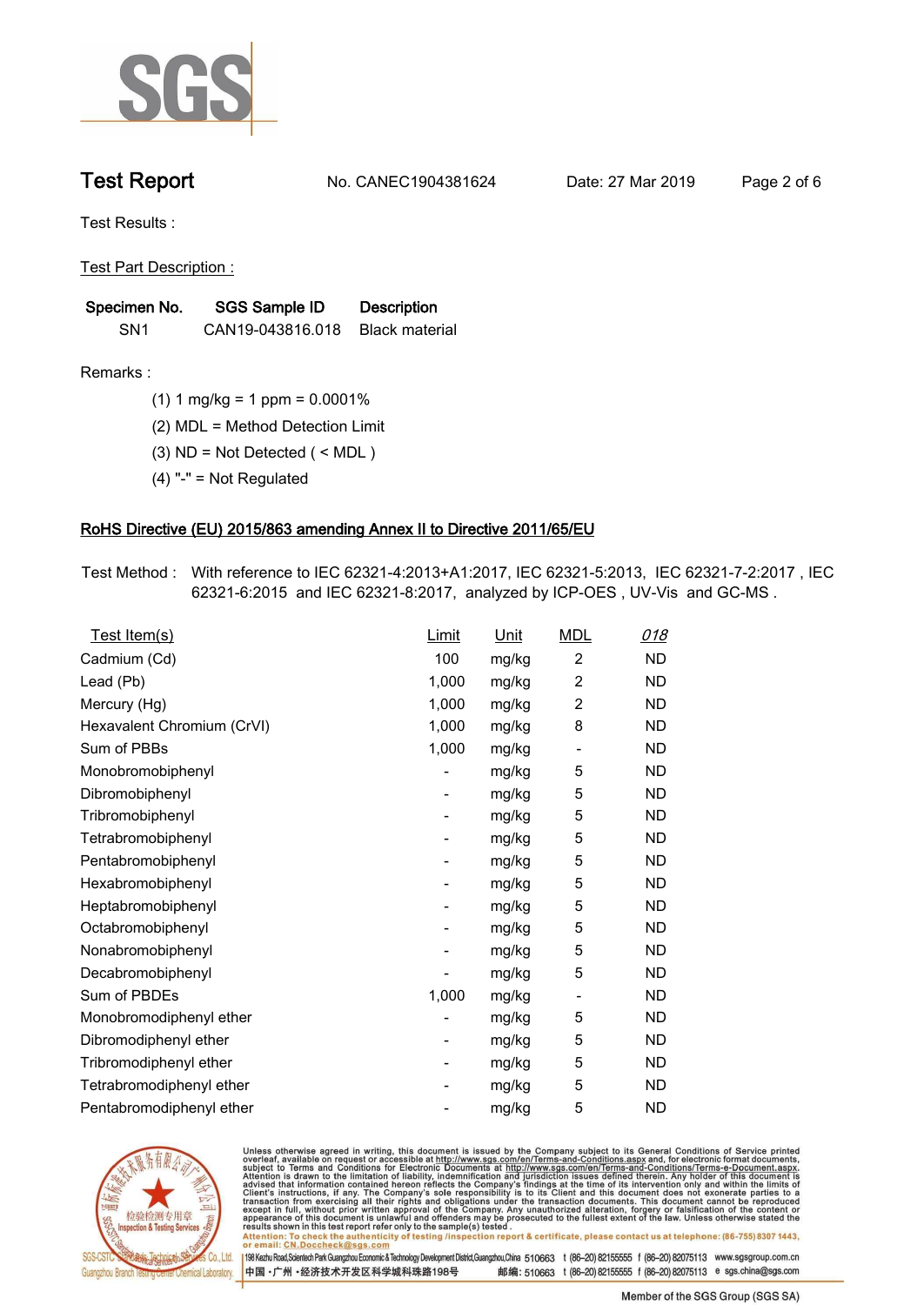## Test Report

No. CANEC1904381624　　Date: 27 Mar 2019

Test Results :

Test Part Description :

| Specimen No. | SGS Sample ID | Description |
|---|---|---|
| SN1 | CAN19-043816.018 | Black material |

Remarks :

(1) 1 mg/kg = 1 ppm = 0.0001%

(2) MDL = Method Detection Limit

(3) ND = Not Detected ( < MDL )

(4) "-" = Not Regulated

### RoHS Directive (EU) 2015/863 amending Annex II to Directive 2011/65/EU

Test Method : With reference to IEC 62321-4:2013+A1:2017, IEC 62321-5:2013, IEC 62321-7-2:2017 , IEC 62321-6:2015 and IEC 62321-8:2017, analyzed by ICP-OES , UV-Vis and GC-MS .

| Test Item(s) | Limit | Unit | MDL | 018 |
|---|---|---|---|---|
| Cadmium (Cd) | 100 | mg/kg | 2 | ND |
| Lead (Pb) | 1,000 | mg/kg | 2 | ND |
| Mercury (Hg) | 1,000 | mg/kg | 2 | ND |
| Hexavalent Chromium (CrVI) | 1,000 | mg/kg | 8 | ND |
| Sum of PBBs | 1,000 | mg/kg | - | ND |
| Monobromobiphenyl | - | mg/kg | 5 | ND |
| Dibromobiphenyl | - | mg/kg | 5 | ND |
| Tribromobiphenyl | - | mg/kg | 5 | ND |
| Tetrabromobiphenyl | - | mg/kg | 5 | ND |
| Pentabromobiphenyl | - | mg/kg | 5 | ND |
| Hexabromobiphenyl | - | mg/kg | 5 | ND |
| Heptabromobiphenyl | - | mg/kg | 5 | ND |
| Octabromobiphenyl | - | mg/kg | 5 | ND |
| Nonabromobiphenyl | - | mg/kg | 5 | ND |
| Decabromobiphenyl | - | mg/kg | 5 | ND |
| Sum of PBDEs | 1,000 | mg/kg | - | ND |
| Monobromodiphenyl ether | - | mg/kg | 5 | ND |
| Dibromodiphenyl ether | - | mg/kg | 5 | ND |
| Tribromodiphenyl ether | - | mg/kg | 5 | ND |
| Tetrabromodiphenyl ether | - | mg/kg | 5 | ND |
| Pentabromodiphenyl ether | - | mg/kg | 5 | ND |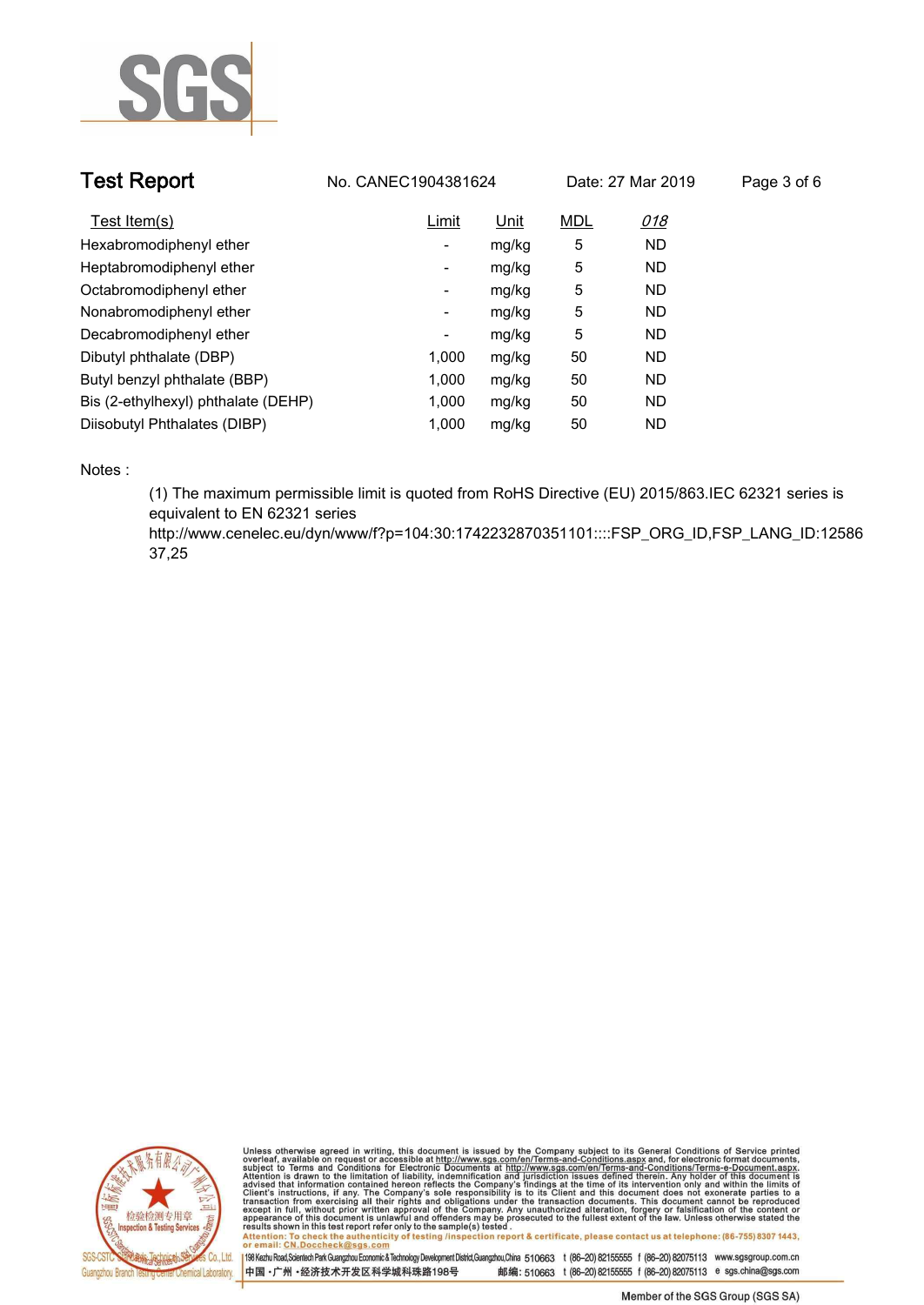| Test Item(s) | Limit | Unit | MDL | 018 |
|---|---|---|---|---|
| Hexabromodiphenyl ether | - | mg/kg | 5 | ND |
| Heptabromodiphenyl ether | - | mg/kg | 5 | ND |
| Octabromodiphenyl ether | - | mg/kg | 5 | ND |
| Nonabromodiphenyl ether | - | mg/kg | 5 | ND |
| Decabromodiphenyl ether | - | mg/kg | 5 | ND |
| Dibutyl phthalate (DBP) | 1,000 | mg/kg | 50 | ND |
| Butyl benzyl phthalate (BBP) | 1,000 | mg/kg | 50 | ND |
| Bis (2-ethylhexyl) phthalate (DEHP) | 1,000 | mg/kg | 50 | ND |
| Diisobutyl Phthalates (DIBP) | 1,000 | mg/kg | 50 | ND |

Notes :

(1) The maximum permissible limit is quoted from RoHS Directive (EU) 2015/863.IEC 62321 series is equivalent to EN 62321 series
http://www.cenelec.eu/dyn/www/f?p=104:30:1742232870351101::::FSP_ORG_ID,FSP_LANG_ID:1258637,25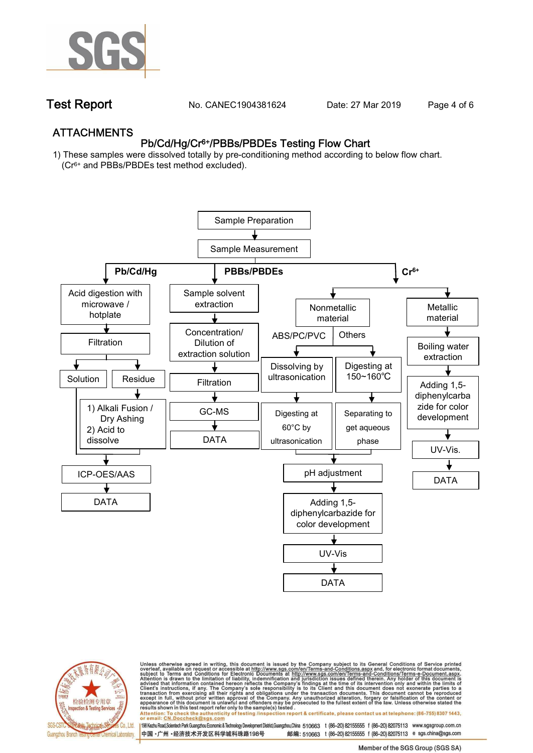## ATTACHMENTS

### Pb/Cd/Hg/$Cr^{6+}$/PBBs/PBDEs Testing Flow Chart

1) These samples were dissolved totally by pre-conditioning method according to below flow chart. ($Cr^{6+}$ and PBBs/PBDEs test method excluded).

Sample Preparation → Sample Measurement

**Pb/Cd/Hg**
- Acid digestion with microwave / hotplate
- Filtration
- Solution / Residue
  - Residue → 1) Alkali Fusion / Dry Ashing 2) Acid to dissolve
- ICP-OES/AAS
- DATA

**PBBs/PBDEs**
- Sample solvent extraction
- Concentration/ Dilution of extraction solution
- Filtration
- GC-MS
- DATA

**$Cr^{6+}$**
- Nonmetallic material
  - ABS/PC/PVC: Dissolving by ultrasonication → Digesting at 60°C by ultrasonication
  - Others: Digesting at 150~160℃ → Separating to get aqueous phase
  - pH adjustment
  - Adding 1,5-diphenylcarbazide for color development
  - UV-Vis
  - DATA
- Metallic material
  - Boiling water extraction
  - Adding 1,5-diphenylcarbazide for color development
  - UV-Vis.
  - DATA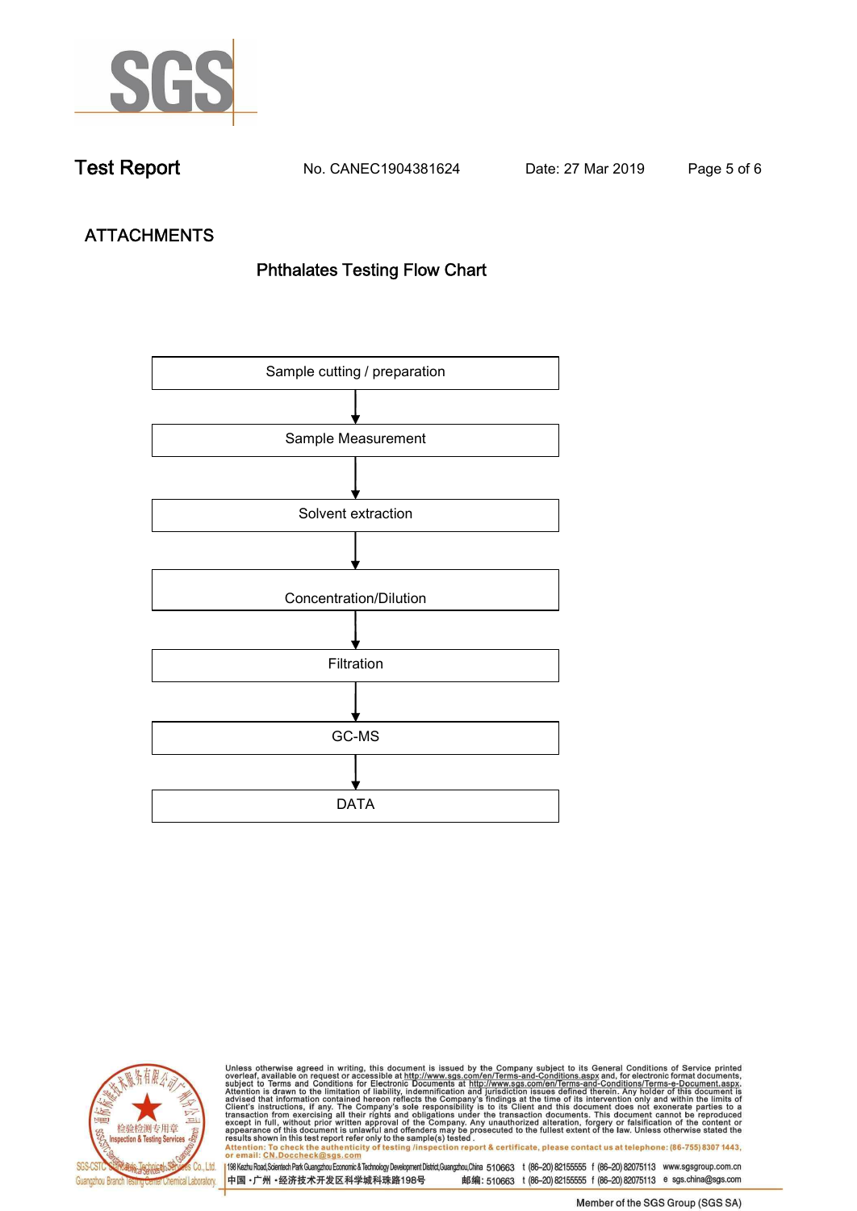## ATTACHMENTS

### Phthalates Testing Flow Chart

Sample cutting / preparation

↓

Sample Measurement

↓

Solvent extraction

↓

Concentration/Dilution

↓

Filtration

↓

GC-MS

↓

DATA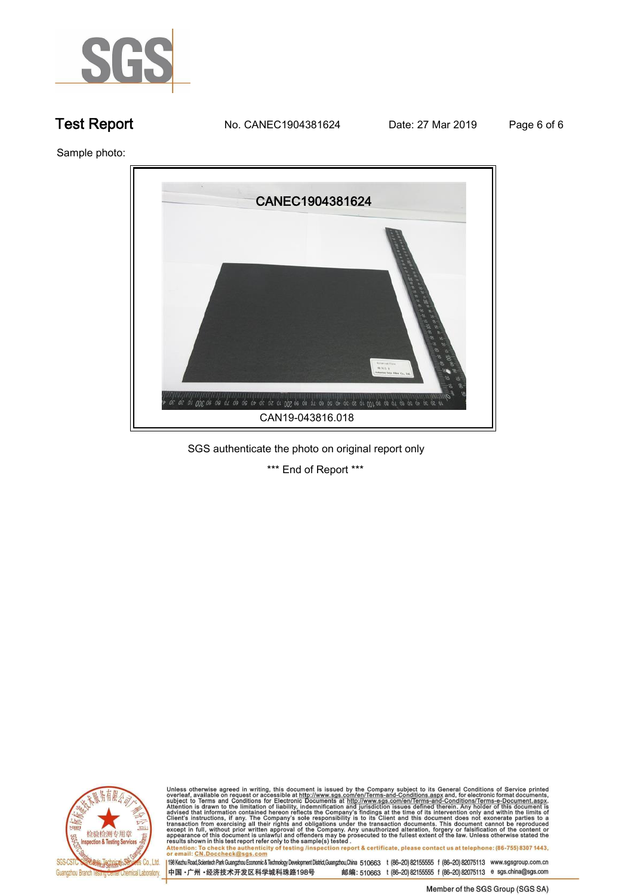# Test Report

No. CANEC1904381624 Date: 27 Mar 2019

Sample photo:

CANEC1904381624

CAN19-043816.018

SGS authenticate the photo on original report only

*** End of Report ***